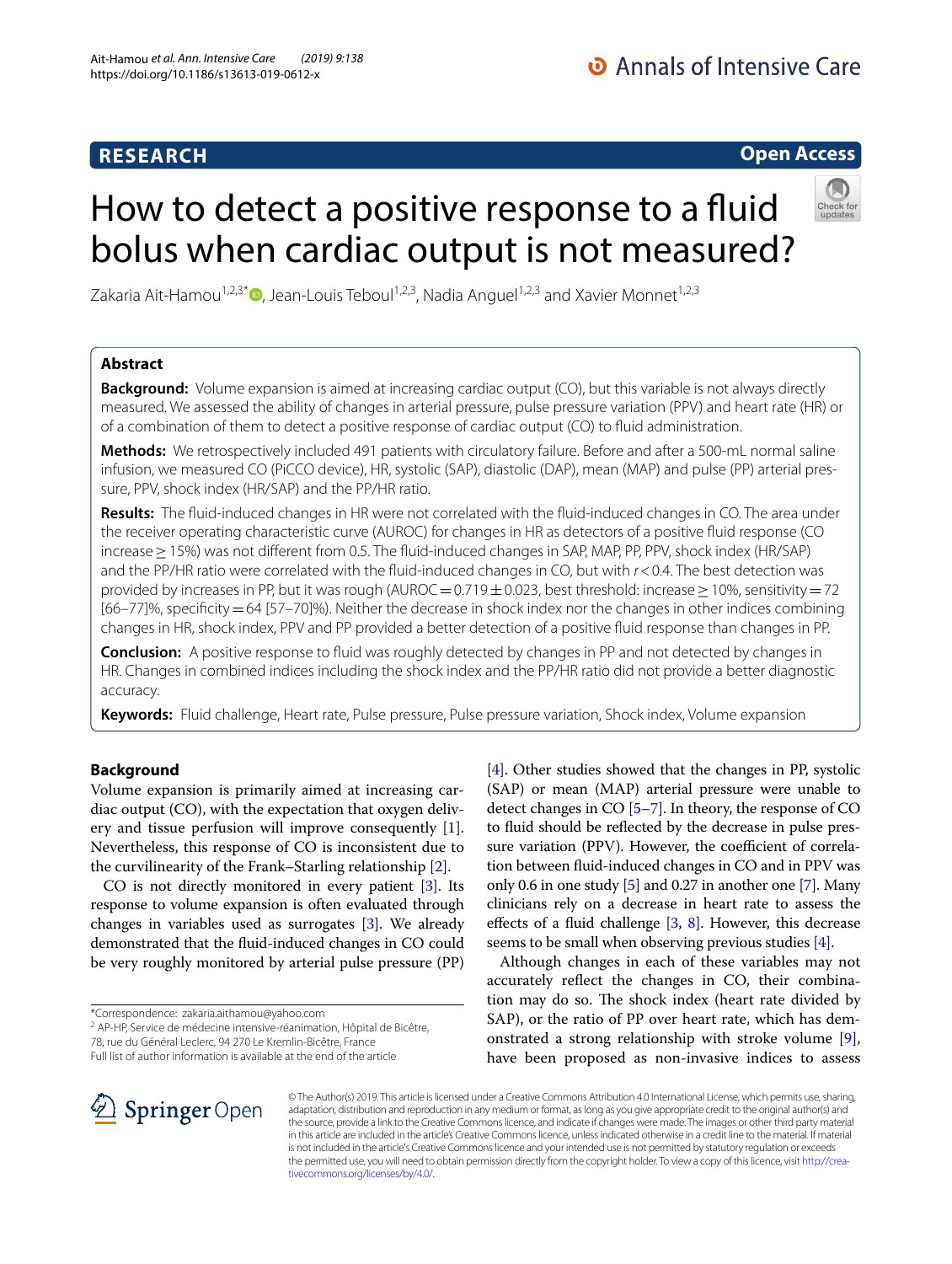RESEARCH

Open Access

# How to detect a positive response to a fluid bolus when cardiac output is not measured?

Zakaria Ait-Hamou[1,2,3*], Jean-Louis Teboul[1,2,3], Nadia Anguel[1,2,3] and Xavier Monnet[1,2,3]

## Abstract

**Background:** Volume expansion is aimed at increasing cardiac output (CO), but this variable is not always directly measured. We assessed the ability of changes in arterial pressure, pulse pressure variation (PPV) and heart rate (HR) or of a combination of them to detect a positive response of cardiac output (CO) to fluid administration.

**Methods:** We retrospectively included 491 patients with circulatory failure. Before and after a 500-mL normal saline infusion, we measured CO (PiCCO device), HR, systolic (SAP), diastolic (DAP), mean (MAP) and pulse (PP) arterial pressure, PPV, shock index (HR/SAP) and the PP/HR ratio.

**Results:** The fluid-induced changes in HR were not correlated with the fluid-induced changes in CO. The area under the receiver operating characteristic curve (AUROC) for changes in HR as detectors of a positive fluid response (CO increase ≥ 15%) was not different from 0.5. The fluid-induced changes in SAP, MAP, PP, PPV, shock index (HR/SAP) and the PP/HR ratio were correlated with the fluid-induced changes in CO, but with $r < 0.4$. The best detection was provided by increases in PP, but it was rough (AUROC = 0.719 ± 0.023, best threshold: increase ≥ 10%, sensitivity = 72 [66–77]%, specificity = 64 [57–70]%). Neither the decrease in shock index nor the changes in other indices combining changes in HR, shock index, PPV and PP provided a better detection of a positive fluid response than changes in PP.

**Conclusion:** A positive response to fluid was roughly detected by changes in PP and not detected by changes in HR. Changes in combined indices including the shock index and the PP/HR ratio did not provide a better diagnostic accuracy.

**Keywords:** Fluid challenge, Heart rate, Pulse pressure, Pulse pressure variation, Shock index, Volume expansion

## Background

Volume expansion is primarily aimed at increasing cardiac output (CO), with the expectation that oxygen delivery and tissue perfusion will improve consequently [1]. Nevertheless, this response of CO is inconsistent due to the curvilinearity of the Frank–Starling relationship [2].

CO is not directly monitored in every patient [3]. Its response to volume expansion is often evaluated through changes in variables used as surrogates [3]. We already demonstrated that the fluid-induced changes in CO could be very roughly monitored by arterial pulse pressure (PP) [4]. Other studies showed that the changes in PP, systolic (SAP) or mean (MAP) arterial pressure were unable to detect changes in CO [5–7]. In theory, the response of CO to fluid should be reflected by the decrease in pulse pressure variation (PPV). However, the coefficient of correlation between fluid-induced changes in CO and in PPV was only 0.6 in one study [5] and 0.27 in another one [7]. Many clinicians rely on a decrease in heart rate to assess the effects of a fluid challenge [3, 8]. However, this decrease seems to be small when observing previous studies [4].

Although changes in each of these variables may not accurately reflect the changes in CO, their combination may do so. The shock index (heart rate divided by SAP), or the ratio of PP over heart rate, which has demonstrated a strong relationship with stroke volume [9], have been proposed as non-invasive indices to assess

*Correspondence: zakaria.aithamou@yahoo.com
[2] AP-HP, Service de médecine intensive-réanimation, Hôpital de Bicêtre, 78, rue du Général Leclerc, 94 270 Le Kremlin-Bicêtre, France
Full list of author information is available at the end of the article

© The Author(s) 2019. This article is licensed under a Creative Commons Attribution 4.0 International License, which permits use, sharing, adaptation, distribution and reproduction in any medium or format, as long as you give appropriate credit to the original author(s) and the source, provide a link to the Creative Commons licence, and indicate if changes were made. The images or other third party material in this article are included in the article's Creative Commons licence, unless indicated otherwise in a credit line to the material. If material is not included in the article's Creative Commons licence and your intended use is not permitted by statutory regulation or exceeds the permitted use, you will need to obtain permission directly from the copyright holder. To view a copy of this licence, visit http://creativecommons.org/licenses/by/4.0/.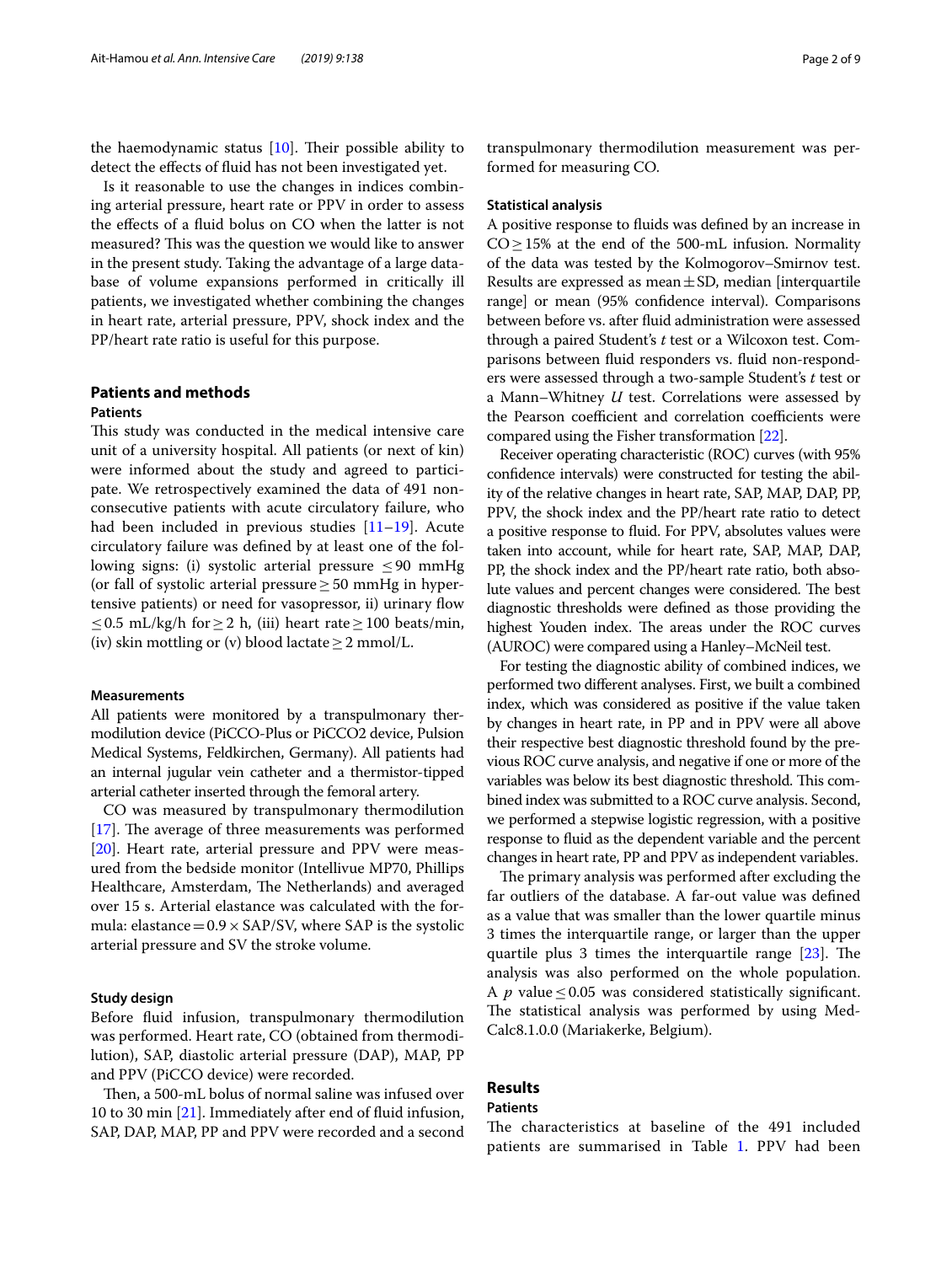the haemodynamic status [10]. Their possible ability to detect the effects of fluid has not been investigated yet.

Is it reasonable to use the changes in indices combining arterial pressure, heart rate or PPV in order to assess the effects of a fluid bolus on CO when the latter is not measured? This was the question we would like to answer in the present study. Taking the advantage of a large database of volume expansions performed in critically ill patients, we investigated whether combining the changes in heart rate, arterial pressure, PPV, shock index and the PP/heart rate ratio is useful for this purpose.

## Patients and methods

### Patients

This study was conducted in the medical intensive care unit of a university hospital. All patients (or next of kin) were informed about the study and agreed to participate. We retrospectively examined the data of 491 non-consecutive patients with acute circulatory failure, who had been included in previous studies [11–19]. Acute circulatory failure was defined by at least one of the following signs: (i) systolic arterial pressure $\leq 90$ mmHg (or fall of systolic arterial pressure $\geq 50$ mmHg in hypertensive patients) or need for vasopressor, ii) urinary flow $\leq 0.5$ mL/kg/h for $\geq 2$ h, (iii) heart rate $\geq 100$ beats/min, (iv) skin mottling or (v) blood lactate $\geq 2$ mmol/L.

### Measurements

All patients were monitored by a transpulmonary thermodilution device (PiCCO-Plus or PiCCO2 device, Pulsion Medical Systems, Feldkirchen, Germany). All patients had an internal jugular vein catheter and a thermistor-tipped arterial catheter inserted through the femoral artery.

CO was measured by transpulmonary thermodilution [17]. The average of three measurements was performed [20]. Heart rate, arterial pressure and PPV were measured from the bedside monitor (Intellivue MP70, Phillips Healthcare, Amsterdam, The Netherlands) and averaged over 15 s. Arterial elastance was calculated with the formula: elastance $= 0.9 \times$ SAP/SV, where SAP is the systolic arterial pressure and SV the stroke volume.

### Study design

Before fluid infusion, transpulmonary thermodilution was performed. Heart rate, CO (obtained from thermodilution), SAP, diastolic arterial pressure (DAP), MAP, PP and PPV (PiCCO device) were recorded.

Then, a 500-mL bolus of normal saline was infused over 10 to 30 min [21]. Immediately after end of fluid infusion, SAP, DAP, MAP, PP and PPV were recorded and a second transpulmonary thermodilution measurement was performed for measuring CO.

### Statistical analysis

A positive response to fluids was defined by an increase in CO $\geq 15$% at the end of the 500-mL infusion. Normality of the data was tested by the Kolmogorov–Smirnov test. Results are expressed as mean $\pm$ SD, median [interquartile range] or mean (95% confidence interval). Comparisons between before vs. after fluid administration were assessed through a paired Student's *t* test or a Wilcoxon test. Comparisons between fluid responders vs. fluid non-responders were assessed through a two-sample Student's *t* test or a Mann–Whitney *U* test. Correlations were assessed by the Pearson coefficient and correlation coefficients were compared using the Fisher transformation [22].

Receiver operating characteristic (ROC) curves (with 95% confidence intervals) were constructed for testing the ability of the relative changes in heart rate, SAP, MAP, DAP, PP, PPV, the shock index and the PP/heart rate ratio to detect a positive response to fluid. For PPV, absolutes values were taken into account, while for heart rate, SAP, MAP, DAP, PP, the shock index and the PP/heart rate ratio, both absolute values and percent changes were considered. The best diagnostic thresholds were defined as those providing the highest Youden index. The areas under the ROC curves (AUROC) were compared using a Hanley–McNeil test.

For testing the diagnostic ability of combined indices, we performed two different analyses. First, we built a combined index, which was considered as positive if the value taken by changes in heart rate, in PP and in PPV were all above their respective best diagnostic threshold found by the previous ROC curve analysis, and negative if one or more of the variables was below its best diagnostic threshold. This combined index was submitted to a ROC curve analysis. Second, we performed a stepwise logistic regression, with a positive response to fluid as the dependent variable and the percent changes in heart rate, PP and PPV as independent variables.

The primary analysis was performed after excluding the far outliers of the database. A far-out value was defined as a value that was smaller than the lower quartile minus 3 times the interquartile range, or larger than the upper quartile plus 3 times the interquartile range [23]. The analysis was also performed on the whole population. A $p$ value $\leq 0.05$ was considered statistically significant. The statistical analysis was performed by using MedCalc8.1.0.0 (Mariakerke, Belgium).

## Results

### Patients

The characteristics at baseline of the 491 included patients are summarised in Table 1. PPV had been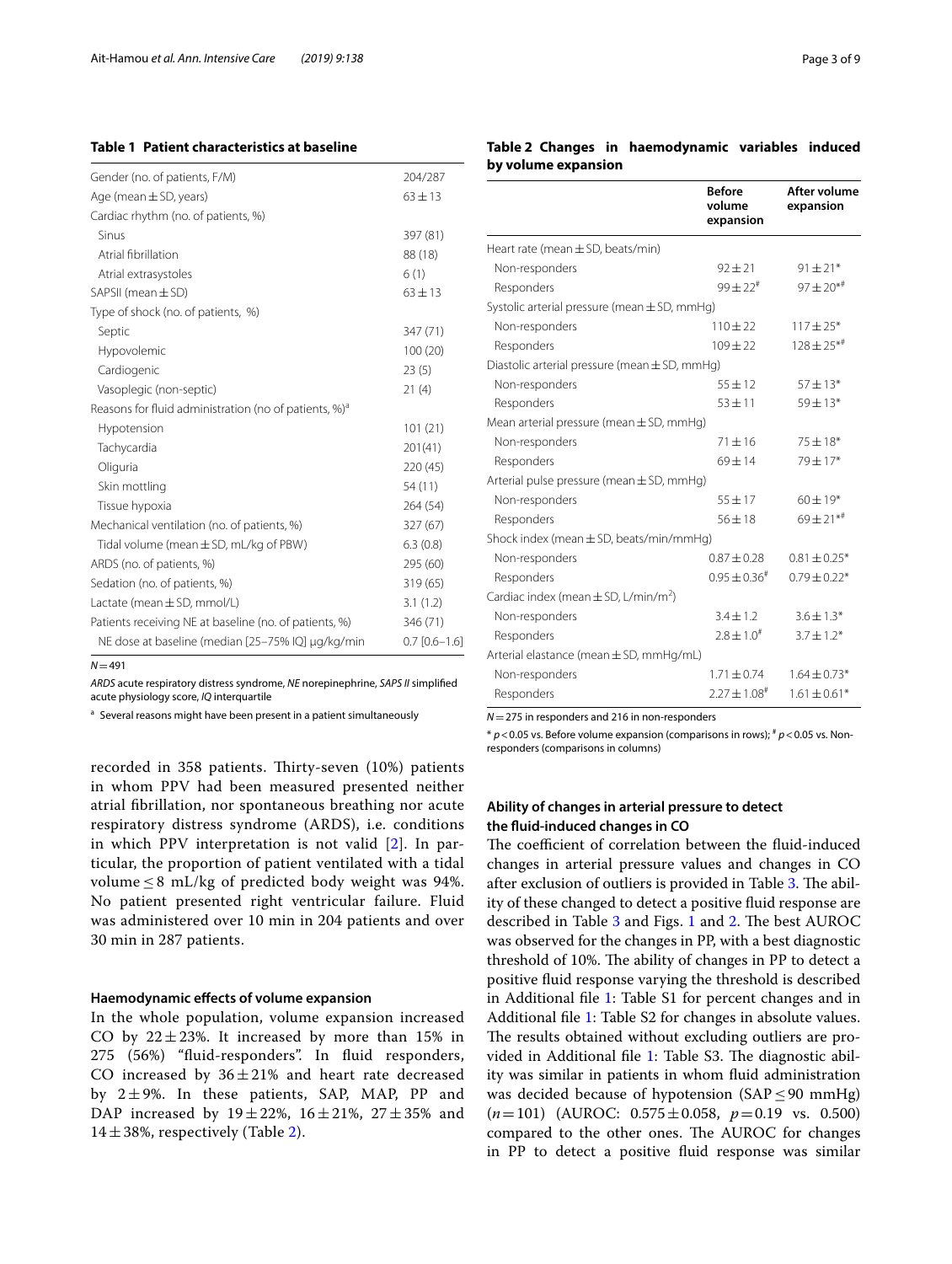**Table 1 Patient characteristics at baseline**

| | |
|---|---|
| Gender (no. of patients, F/M) | 204/287 |
| Age (mean ± SD, years) | 63 ± 13 |
| Cardiac rhythm (no. of patients, %) | |
| Sinus | 397 (81) |
| Atrial fibrillation | 88 (18) |
| Atrial extrasystoles | 6 (1) |
| SAPSII (mean ± SD) | 63 ± 13 |
| Type of shock (no. of patients, %) | |
| Septic | 347 (71) |
| Hypovolemic | 100 (20) |
| Cardiogenic | 23 (5) |
| Vasoplegic (non-septic) | 21 (4) |
| Reasons for fluid administration (no of patients, %)[a] | |
| Hypotension | 101 (21) |
| Tachycardia | 201(41) |
| Oliguria | 220 (45) |
| Skin mottling | 54 (11) |
| Tissue hypoxia | 264 (54) |
| Mechanical ventilation (no. of patients, %) | 327 (67) |
| Tidal volume (mean ± SD, mL/kg of PBW) | 6.3 (0.8) |
| ARDS (no. of patients, %) | 295 (60) |
| Sedation (no. of patients, %) | 319 (65) |
| Lactate (mean ± SD, mmol/L) | 3.1 (1.2) |
| Patients receiving NE at baseline (no. of patients, %) | 346 (71) |
| NE dose at baseline (median [25–75% IQ] µg/kg/min | 0.7 [0.6–1.6] |

$N = 491$

*ARDS* acute respiratory distress syndrome, *NE* norepinephrine, *SAPS II* simplified acute physiology score, *IQ* interquartile

[a] Several reasons might have been present in a patient simultaneously

recorded in 358 patients. Thirty-seven (10%) patients in whom PPV had been measured presented neither atrial fibrillation, nor spontaneous breathing nor acute respiratory distress syndrome (ARDS), i.e. conditions in which PPV interpretation is not valid [2]. In particular, the proportion of patient ventilated with a tidal volume ≤ 8 mL/kg of predicted body weight was 94%. No patient presented right ventricular failure. Fluid was administered over 10 min in 204 patients and over 30 min in 287 patients.

### Haemodynamic effects of volume expansion

In the whole population, volume expansion increased CO by 22 ± 23%. It increased by more than 15% in 275 (56%) "fluid-responders". In fluid responders, CO increased by 36 ± 21% and heart rate decreased by 2 ± 9%. In these patients, SAP, MAP, PP and DAP increased by 19 ± 22%, 16 ± 21%, 27 ± 35% and 14 ± 38%, respectively (Table 2).

**Table 2 Changes in haemodynamic variables induced by volume expansion**

| | Before volume expansion | After volume expansion |
|---|---|---|
| Heart rate (mean ± SD, beats/min) | | |
| Non-responders | 92 ± 21 | 91 ± 21* |
| Responders | 99 ± 22[#] | 97 ± 20*[#] |
| Systolic arterial pressure (mean ± SD, mmHg) | | |
| Non-responders | 110 ± 22 | 117 ± 25* |
| Responders | 109 ± 22 | 128 ± 25*[#] |
| Diastolic arterial pressure (mean ± SD, mmHg) | | |
| Non-responders | 55 ± 12 | 57 ± 13* |
| Responders | 53 ± 11 | 59 ± 13* |
| Mean arterial pressure (mean ± SD, mmHg) | | |
| Non-responders | 71 ± 16 | 75 ± 18* |
| Responders | 69 ± 14 | 79 ± 17* |
| Arterial pulse pressure (mean ± SD, mmHg) | | |
| Non-responders | 55 ± 17 | 60 ± 19* |
| Responders | 56 ± 18 | 69 ± 21*[#] |
| Shock index (mean ± SD, beats/min/mmHg) | | |
| Non-responders | 0.87 ± 0.28 | 0.81 ± 0.25* |
| Responders | 0.95 ± 0.36[#] | 0.79 ± 0.22* |
| Cardiac index (mean ± SD, L/min/m$^2$) | | |
| Non-responders | 3.4 ± 1.2 | 3.6 ± 1.3* |
| Responders | 2.8 ± 1.0[#] | 3.7 ± 1.2* |
| Arterial elastance (mean ± SD, mmHg/mL) | | |
| Non-responders | 1.71 ± 0.74 | 1.64 ± 0.73* |
| Responders | 2.27 ± 1.08[#] | 1.61 ± 0.61* |

$N = 275$ in responders and 216 in non-responders

* $p < 0.05$ vs. Before volume expansion (comparisons in rows); [#] $p < 0.05$ vs. Non-responders (comparisons in columns)

### Ability of changes in arterial pressure to detect the fluid-induced changes in CO

The coefficient of correlation between the fluid-induced changes in arterial pressure values and changes in CO after exclusion of outliers is provided in Table 3. The ability of these changed to detect a positive fluid response are described in Table 3 and Figs. 1 and 2. The best AUROC was observed for the changes in PP, with a best diagnostic threshold of 10%. The ability of changes in PP to detect a positive fluid response varying the threshold is described in Additional file 1: Table S1 for percent changes and in Additional file 1: Table S2 for changes in absolute values. The results obtained without excluding outliers are provided in Additional file 1: Table S3. The diagnostic ability was similar in patients in whom fluid administration was decided because of hypotension (SAP ≤ 90 mmHg) ($n = 101$) (AUROC: 0.575 ± 0.058, $p = 0.19$ vs. 0.500) compared to the other ones. The AUROC for changes in PP to detect a positive fluid response was similar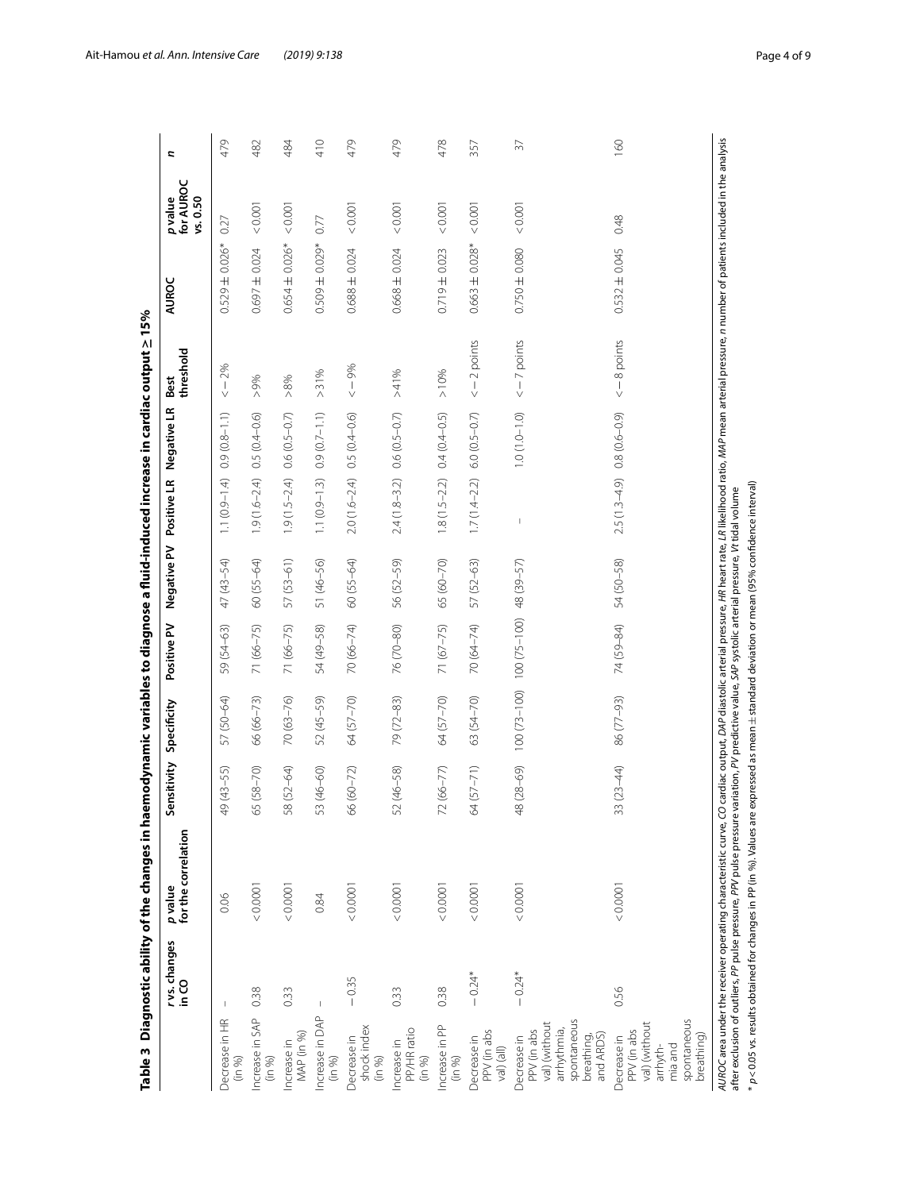**Table 3 Diagnostic ability of the changes in haemodynamic variables to diagnose a fluid-induced increase in cardiac output ≥ 15%**

| | *r* vs. changes in CO | *p* value for the correlation | Sensitivity | Specificity | Positive PV | Negative PV | Positive LR | Negative LR | Best threshold | AUROC | *p* value for AUROC vs. 0.50 | *n* |
|---|---|---|---|---|---|---|---|---|---|---|---|---|
| Decrease in HR (in %) | – | 0.06 | 49 (43–55) | 57 (50–64) | 59 (54–63) | 47 (43–54) | 1.1 (0.9–1.4) | 0.9 (0.8–1.1) | < − 2% | 0.529 ± 0.026* | 0.27 | 479 |
| Increase in SAP (in %) | 0.38 | < 0.0001 | 65 (58–70) | 66 (66–73) | 71 (66–75) | 60 (55–64) | 1.9 (1.6–2.4) | 0.5 (0.4–0.6) | > 9% | 0.697 ± 0.024 | < 0.001 | 482 |
| Increase in MAP (in %) | 0.33 | < 0.0001 | 58 (52–64) | 70 (63–76) | 71 (66–75) | 57 (53–61) | 1.9 (1.5–2.4) | 0.6 (0.5–0.7) | > 8% | 0.654 ± 0.026* | < 0.001 | 484 |
| Increase in DAP (in %) | – | 0.84 | 53 (46–60) | 52 (45–59) | 54 (49–58) | 51 (46–56) | 1.1 (0.9–1.3) | 0.9 (0.7–1.1) | > 31% | 0.509 ± 0.029* | 0.77 | 410 |
| Decrease in shock index (in %) | − 0.35 | < 0.0001 | 66 (60–72) | 64 (57–70) | 70 (66–74) | 60 (55–64) | 2.0 (1.6–2.4) | 0.5 (0.4–0.6) | < − 9% | 0.688 ± 0.024 | < 0.001 | 479 |
| Increase in PP/HR ratio (in %) | 0.33 | < 0.0001 | 52 (46–58) | 79 (72–83) | 76 (70–80) | 56 (52–59) | 2.4 (1.8–3.2) | 0.6 (0.5–0.7) | > 41% | 0.668 ± 0.024 | < 0.001 | 479 |
| Increase in PP (in %) | 0.38 | < 0.0001 | 72 (66–77) | 64 (57–70) | 71 (67–75) | 65 (60–70) | 1.8 (1.5–2.2) | 0.4 (0.4–0.5) | > 10% | 0.719 ± 0.023 | < 0.001 | 478 |
| Decrease in PPV (in abs val) (all) | − 0.24* | < 0.0001 | 64 (57–71) | 63 (54–70) | 70 (64–74) | 57 (52–63) | 1.7 (1.4–2.2) | 6.0 (0.5–0.7) | < − 2 points | 0.663 ± 0.028* | < 0.001 | 357 |
| Decrease in PPV (in abs val) (without arrhythmia, spontaneous breathing, and ARDS) | − 0.24* | < 0.0001 | 48 (28–69) | 100 (73–100) | 100 (75–100) | 48 (39–57) | – | 1.0 (1.0–1.0) | < − 7 points | 0.750 ± 0.080 | < 0.001 | 37 |
| Decrease in PPV (in abs val) (without arrhythmia and spontaneous breathing) | 0.56 | < 0.0001 | 33 (23–44) | 86 (77–93) | 74 (59–84) | 54 (50–58) | 2.5 (1.3–4.9) | 0.8 (0.6–0.9) | < − 8 points | 0.532 ± 0.045 | 0.48 | 160 |

*AUROC* area under the receiver operating characteristic curve, *CO* cardiac output, *DAP* diastolic arterial pressure, *HR* heart rate, *LR* likelihood ratio, *MAP* mean arterial pressure, *n* number of patients included in the analysis after exclusion of outliers, *PP* pulse pressure, *PPV* pulse pressure variation, *PV* predictive value, *SAP* systolic arterial pressure, *Vt* tidal volume

* $p < 0.05$ vs. results obtained for changes in PP (in %). Values are expressed as mean ± standard deviation or mean (95% confidence interval)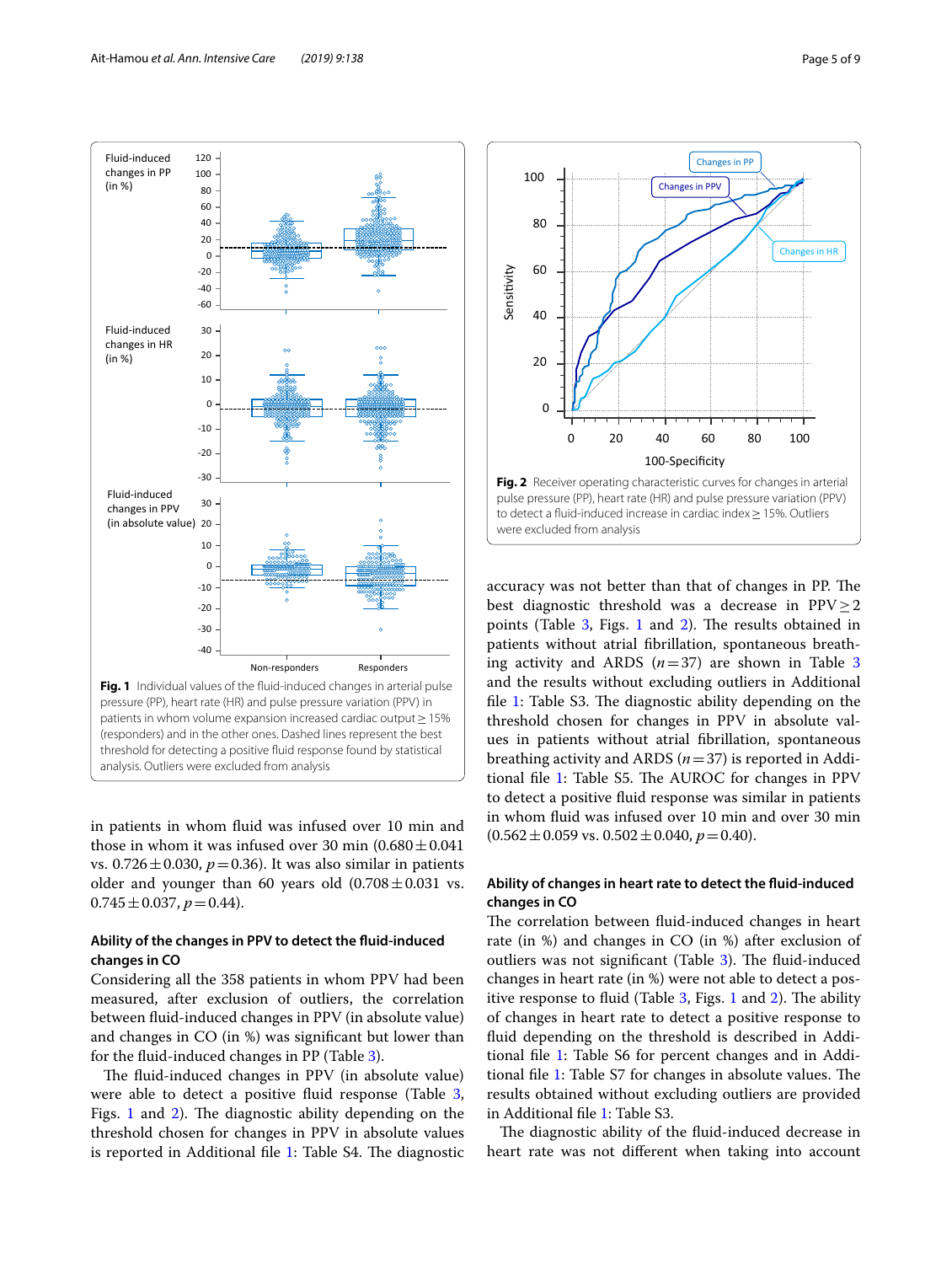**Fig. 1** Individual values of the fluid-induced changes in arterial pulse pressure (PP), heart rate (HR) and pulse pressure variation (PPV) in patients in whom volume expansion increased cardiac output ≥ 15% (responders) and in the other ones. Dashed lines represent the best threshold for detecting a positive fluid response found by statistical analysis. Outliers were excluded from analysis

**Fig. 2** Receiver operating characteristic curves for changes in arterial pulse pressure (PP), heart rate (HR) and pulse pressure variation (PPV) to detect a fluid-induced increase in cardiac index ≥ 15%. Outliers were excluded from analysis

in patients in whom fluid was infused over 10 min and those in whom it was infused over 30 min ($0.680 \pm 0.041$ vs. $0.726 \pm 0.030$, $p = 0.36$). It was also similar in patients older and younger than 60 years old ($0.708 \pm 0.031$ vs. $0.745 \pm 0.037$, $p = 0.44$).

### Ability of the changes in PPV to detect the fluid-induced changes in CO

Considering all the 358 patients in whom PPV had been measured, after exclusion of outliers, the correlation between fluid-induced changes in PPV (in absolute value) and changes in CO (in %) was significant but lower than for the fluid-induced changes in PP (Table 3).

The fluid-induced changes in PPV (in absolute value) were able to detect a positive fluid response (Table 3, Figs. 1 and 2). The diagnostic ability depending on the threshold chosen for changes in PPV in absolute values is reported in Additional file 1: Table S4. The diagnostic accuracy was not better than that of changes in PP. The best diagnostic threshold was a decrease in PPV ≥ 2 points (Table 3, Figs. 1 and 2). The results obtained in patients without atrial fibrillation, spontaneous breathing activity and ARDS ($n = 37$) are shown in Table 3 and the results without excluding outliers in Additional file 1: Table S3. The diagnostic ability depending on the threshold chosen for changes in PPV in absolute values in patients without atrial fibrillation, spontaneous breathing activity and ARDS ($n = 37$) is reported in Additional file 1: Table S5. The AUROC for changes in PPV to detect a positive fluid response was similar in patients in whom fluid was infused over 10 min and over 30 min ($0.562 \pm 0.059$ vs. $0.502 \pm 0.040$, $p = 0.40$).

### Ability of changes in heart rate to detect the fluid-induced changes in CO

The correlation between fluid-induced changes in heart rate (in %) and changes in CO (in %) after exclusion of outliers was not significant (Table 3). The fluid-induced changes in heart rate (in %) were not able to detect a positive response to fluid (Table 3, Figs. 1 and 2). The ability of changes in heart rate to detect a positive response to fluid depending on the threshold is described in Additional file 1: Table S6 for percent changes and in Additional file 1: Table S7 for changes in absolute values. The results obtained without excluding outliers are provided in Additional file 1: Table S3.

The diagnostic ability of the fluid-induced decrease in heart rate was not different when taking into account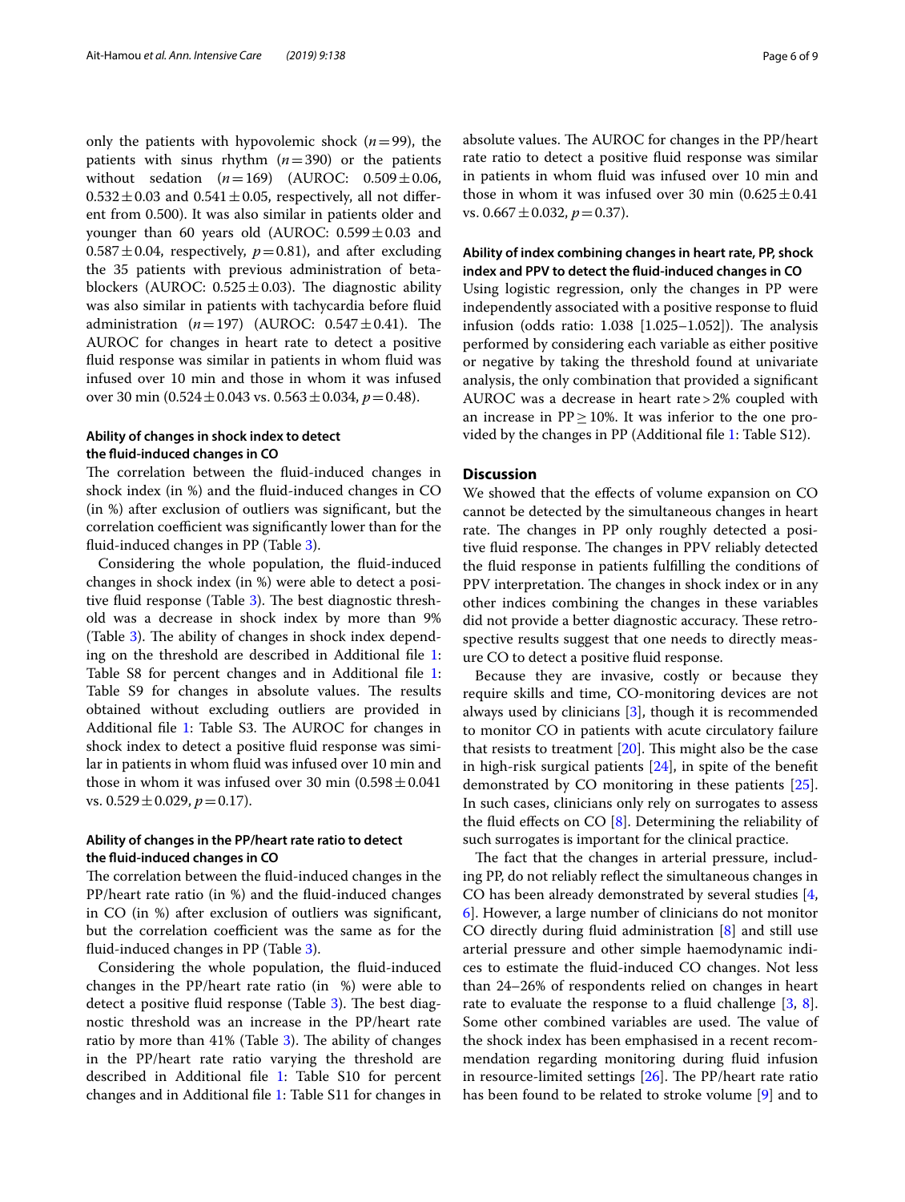only the patients with hypovolemic shock ($n=99$), the patients with sinus rhythm ($n=390$) or the patients without sedation ($n=169$) (AUROC: $0.509 \pm 0.06$, $0.532 \pm 0.03$ and $0.541 \pm 0.05$, respectively, all not different from 0.500). It was also similar in patients older and younger than 60 years old (AUROC: $0.599 \pm 0.03$ and $0.587 \pm 0.04$, respectively, $p=0.81$), and after excluding the 35 patients with previous administration of beta-blockers (AUROC: $0.525 \pm 0.03$). The diagnostic ability was also similar in patients with tachycardia before fluid administration ($n=197$) (AUROC: $0.547 \pm 0.41$). The AUROC for changes in heart rate to detect a positive fluid response was similar in patients in whom fluid was infused over 10 min and those in whom it was infused over 30 min ($0.524 \pm 0.043$ vs. $0.563 \pm 0.034$, $p=0.48$).

### Ability of changes in shock index to detect the fluid-induced changes in CO

The correlation between the fluid-induced changes in shock index (in %) and the fluid-induced changes in CO (in %) after exclusion of outliers was significant, but the correlation coefficient was significantly lower than for the fluid-induced changes in PP (Table 3).

Considering the whole population, the fluid-induced changes in shock index (in %) were able to detect a positive fluid response (Table 3). The best diagnostic threshold was a decrease in shock index by more than 9% (Table 3). The ability of changes in shock index depending on the threshold are described in Additional file 1: Table S8 for percent changes and in Additional file 1: Table S9 for changes in absolute values. The results obtained without excluding outliers are provided in Additional file 1: Table S3. The AUROC for changes in shock index to detect a positive fluid response was similar in patients in whom fluid was infused over 10 min and those in whom it was infused over 30 min ($0.598 \pm 0.041$ vs. $0.529 \pm 0.029$, $p=0.17$).

### Ability of changes in the PP/heart rate ratio to detect the fluid-induced changes in CO

The correlation between the fluid-induced changes in the PP/heart rate ratio (in %) and the fluid-induced changes in CO (in %) after exclusion of outliers was significant, but the correlation coefficient was the same as for the fluid-induced changes in PP (Table 3).

Considering the whole population, the fluid-induced changes in the PP/heart rate ratio (in %) were able to detect a positive fluid response (Table 3). The best diagnostic threshold was an increase in the PP/heart rate ratio by more than 41% (Table 3). The ability of changes in the PP/heart rate ratio varying the threshold are described in Additional file 1: Table S10 for percent changes and in Additional file 1: Table S11 for changes in absolute values. The AUROC for changes in the PP/heart rate ratio to detect a positive fluid response was similar in patients in whom fluid was infused over 10 min and those in whom it was infused over 30 min ($0.625 \pm 0.41$ vs. $0.667 \pm 0.032$, $p=0.37$).

### Ability of index combining changes in heart rate, PP, shock index and PPV to detect the fluid-induced changes in CO

Using logistic regression, only the changes in PP were independently associated with a positive response to fluid infusion (odds ratio: 1.038 [1.025–1.052]). The analysis performed by considering each variable as either positive or negative by taking the threshold found at univariate analysis, the only combination that provided a significant AUROC was a decrease in heart rate > 2% coupled with an increase in PP ≥ 10%. It was inferior to the one provided by the changes in PP (Additional file 1: Table S12).

## Discussion

We showed that the effects of volume expansion on CO cannot be detected by the simultaneous changes in heart rate. The changes in PP only roughly detected a positive fluid response. The changes in PPV reliably detected the fluid response in patients fulfilling the conditions of PPV interpretation. The changes in shock index or in any other indices combining the changes in these variables did not provide a better diagnostic accuracy. These retrospective results suggest that one needs to directly measure CO to detect a positive fluid response.

Because they are invasive, costly or because they require skills and time, CO-monitoring devices are not always used by clinicians [3], though it is recommended to monitor CO in patients with acute circulatory failure that resists to treatment [20]. This might also be the case in high-risk surgical patients [24], in spite of the benefit demonstrated by CO monitoring in these patients [25]. In such cases, clinicians only rely on surrogates to assess the fluid effects on CO [8]. Determining the reliability of such surrogates is important for the clinical practice.

The fact that the changes in arterial pressure, including PP, do not reliably reflect the simultaneous changes in CO has been already demonstrated by several studies [4, 6]. However, a large number of clinicians do not monitor CO directly during fluid administration [8] and still use arterial pressure and other simple haemodynamic indices to estimate the fluid-induced CO changes. Not less than 24–26% of respondents relied on changes in heart rate to evaluate the response to a fluid challenge [3, 8]. Some other combined variables are used. The value of the shock index has been emphasised in a recent recommendation regarding monitoring during fluid infusion in resource-limited settings [26]. The PP/heart rate ratio has been found to be related to stroke volume [9] and to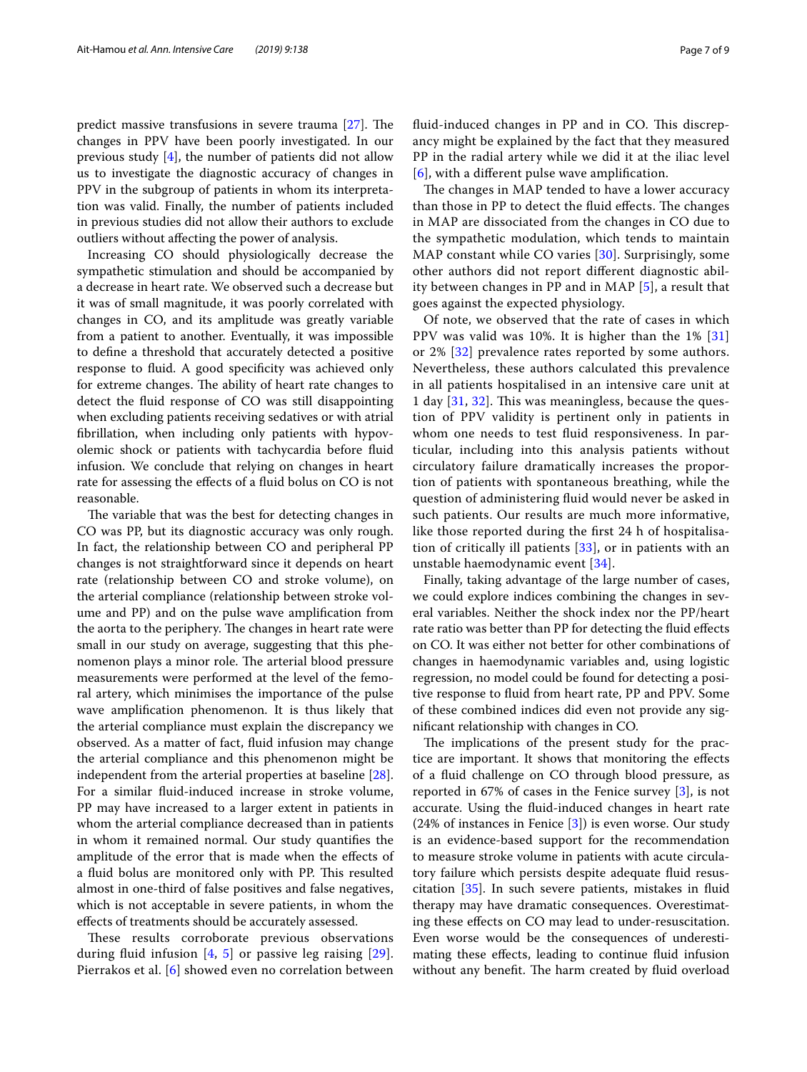predict massive transfusions in severe trauma [27]. The changes in PPV have been poorly investigated. In our previous study [4], the number of patients did not allow us to investigate the diagnostic accuracy of changes in PPV in the subgroup of patients in whom its interpretation was valid. Finally, the number of patients included in previous studies did not allow their authors to exclude outliers without affecting the power of analysis.

Increasing CO should physiologically decrease the sympathetic stimulation and should be accompanied by a decrease in heart rate. We observed such a decrease but it was of small magnitude, it was poorly correlated with changes in CO, and its amplitude was greatly variable from a patient to another. Eventually, it was impossible to define a threshold that accurately detected a positive response to fluid. A good specificity was achieved only for extreme changes. The ability of heart rate changes to detect the fluid response of CO was still disappointing when excluding patients receiving sedatives or with atrial fibrillation, when including only patients with hypovolemic shock or patients with tachycardia before fluid infusion. We conclude that relying on changes in heart rate for assessing the effects of a fluid bolus on CO is not reasonable.

The variable that was the best for detecting changes in CO was PP, but its diagnostic accuracy was only rough. In fact, the relationship between CO and peripheral PP changes is not straightforward since it depends on heart rate (relationship between CO and stroke volume), on the arterial compliance (relationship between stroke volume and PP) and on the pulse wave amplification from the aorta to the periphery. The changes in heart rate were small in our study on average, suggesting that this phenomenon plays a minor role. The arterial blood pressure measurements were performed at the level of the femoral artery, which minimises the importance of the pulse wave amplification phenomenon. It is thus likely that the arterial compliance must explain the discrepancy we observed. As a matter of fact, fluid infusion may change the arterial compliance and this phenomenon might be independent from the arterial properties at baseline [28]. For a similar fluid-induced increase in stroke volume, PP may have increased to a larger extent in patients in whom the arterial compliance decreased than in patients in whom it remained normal. Our study quantifies the amplitude of the error that is made when the effects of a fluid bolus are monitored only with PP. This resulted almost in one-third of false positives and false negatives, which is not acceptable in severe patients, in whom the effects of treatments should be accurately assessed.

These results corroborate previous observations during fluid infusion [4, 5] or passive leg raising [29]. Pierrakos et al. [6] showed even no correlation between fluid-induced changes in PP and in CO. This discrepancy might be explained by the fact that they measured PP in the radial artery while we did it at the iliac level [6], with a different pulse wave amplification.

The changes in MAP tended to have a lower accuracy than those in PP to detect the fluid effects. The changes in MAP are dissociated from the changes in CO due to the sympathetic modulation, which tends to maintain MAP constant while CO varies [30]. Surprisingly, some other authors did not report different diagnostic ability between changes in PP and in MAP [5], a result that goes against the expected physiology.

Of note, we observed that the rate of cases in which PPV was valid was 10%. It is higher than the 1% [31] or 2% [32] prevalence rates reported by some authors. Nevertheless, these authors calculated this prevalence in all patients hospitalised in an intensive care unit at 1 day [31, 32]. This was meaningless, because the question of PPV validity is pertinent only in patients in whom one needs to test fluid responsiveness. In particular, including into this analysis patients without circulatory failure dramatically increases the proportion of patients with spontaneous breathing, while the question of administering fluid would never be asked in such patients. Our results are much more informative, like those reported during the first 24 h of hospitalisation of critically ill patients [33], or in patients with an unstable haemodynamic event [34].

Finally, taking advantage of the large number of cases, we could explore indices combining the changes in several variables. Neither the shock index nor the PP/heart rate ratio was better than PP for detecting the fluid effects on CO. It was either not better for other combinations of changes in haemodynamic variables and, using logistic regression, no model could be found for detecting a positive response to fluid from heart rate, PP and PPV. Some of these combined indices did even not provide any significant relationship with changes in CO.

The implications of the present study for the practice are important. It shows that monitoring the effects of a fluid challenge on CO through blood pressure, as reported in 67% of cases in the Fenice survey [3], is not accurate. Using the fluid-induced changes in heart rate (24% of instances in Fenice [3]) is even worse. Our study is an evidence-based support for the recommendation to measure stroke volume in patients with acute circulatory failure which persists despite adequate fluid resuscitation [35]. In such severe patients, mistakes in fluid therapy may have dramatic consequences. Overestimating these effects on CO may lead to under-resuscitation. Even worse would be the consequences of underestimating these effects, leading to continue fluid infusion without any benefit. The harm created by fluid overload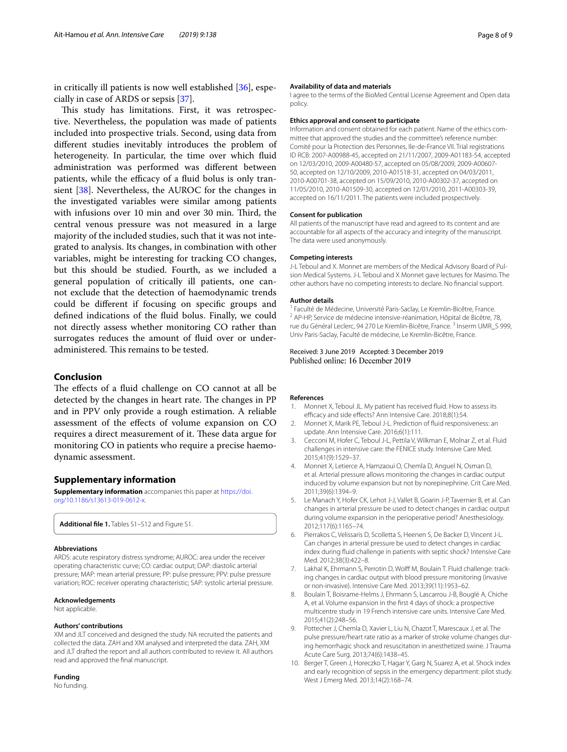in critically ill patients is now well established [36], especially in case of ARDS or sepsis [37].

This study has limitations. First, it was retrospective. Nevertheless, the population was made of patients included into prospective trials. Second, using data from different studies inevitably introduces the problem of heterogeneity. In particular, the time over which fluid administration was performed was different between patients, while the efficacy of a fluid bolus is only transient [38]. Nevertheless, the AUROC for the changes in the investigated variables were similar among patients with infusions over 10 min and over 30 min. Third, the central venous pressure was not measured in a large majority of the included studies, such that it was not integrated to analysis. Its changes, in combination with other variables, might be interesting for tracking CO changes, but this should be studied. Fourth, as we included a general population of critically ill patients, one cannot exclude that the detection of haemodynamic trends could be different if focusing on specific groups and defined indications of the fluid bolus. Finally, we could not directly assess whether monitoring CO rather than surrogates reduces the amount of fluid over or under-administered. This remains to be tested.

## Conclusion

The effects of a fluid challenge on CO cannot at all be detected by the changes in heart rate. The changes in PP and in PPV only provide a rough estimation. A reliable assessment of the effects of volume expansion on CO requires a direct measurement of it. These data argue for monitoring CO in patients who require a precise haemodynamic assessment.

## Supplementary information

**Supplementary information** accompanies this paper at https://doi.org/10.1186/s13613-019-0612-x.

**Additional file 1.** Tables S1–S12 and Figure S1.

### Abbreviations

ARDS: acute respiratory distress syndrome; AUROC: area under the receiver operating characteristic curve; CO: cardiac output; DAP: diastolic arterial pressure; MAP: mean arterial pressure; PP: pulse pressure; PPV: pulse pressure variation; ROC: receiver operating characteristic; SAP: systolic arterial pressure.

### Acknowledgements

Not applicable.

### Authors' contributions

XM and JLT conceived and designed the study. NA recruited the patients and collected the data. ZAH and XM analysed and interpreted the data. ZAH, XM and JLT drafted the report and all authors contributed to review it. All authors read and approved the final manuscript.

### Funding

No funding.

### Availability of data and materials

I agree to the terms of the BioMed Central License Agreement and Open data policy.

### Ethics approval and consent to participate

Information and consent obtained for each patient. Name of the ethics committee that approved the studies and the committee's reference number: Comité pour la Protection des Personnes, Ile-de-France VII. Trial registrations ID RCB: 2007-A00988-45, accepted on 21/11/2007, 2009-A01183-54, accepted on 12/03/2010, 2009-A00480-57, accepted on 05/08/2009, 2009-A00607-50, accepted on 12/10/2009, 2010-A01518-31, accepted on 04/03/2011, 2010-A00701-38, accepted on 15/09/2010, 2010-A00302-37, accepted on 11/05/2010, 2010-A01509-30, accepted on 12/01/2010, 2011-A00303-39, accepted on 16/11/2011. The patients were included prospectively.

### Consent for publication

All patients of the manuscript have read and agreed to its content and are accountable for all aspects of the accuracy and integrity of the manuscript. The data were used anonymously.

### Competing interests

J-L Teboul and X. Monnet are members of the Medical Advisory Board of Pulsion Medical Systems. J-L Teboul and X Monnet gave lectures for Masimo. The other authors have no competing interests to declare. No financial support.

### Author details

[1] Faculté de Médecine, Université Paris-Saclay, Le Kremlin-Bicêtre, France. [2] AP-HP, Service de médecine intensive-réanimation, Hôpital de Bicêtre, 78, rue du Général Leclerc, 94 270 Le Kremlin-Bicêtre, France. [3] Inserm UMR_S 999, Univ Paris-Saclay, Faculté de médecine, Le Kremlin-Bicêtre, France.

Received: 3 June 2019 Accepted: 3 December 2019
Published online: 16 December 2019

### References

1. Monnet X, Teboul JL. My patient has received fluid. How to assess its efficacy and side effects? Ann Intensive Care. 2018;8(1):54.
2. Monnet X, Marik PE, Teboul J-L. Prediction of fluid responsiveness: an update. Ann Intensive Care. 2016;6(1):111.
3. Cecconi M, Hofer C, Teboul J-L, Pettila V, Wilkman E, Molnar Z, et al. Fluid challenges in intensive care: the FENICE study. Intensive Care Med. 2015;41(9):1529–37.
4. Monnet X, Letierce A, Hamzaoui O, Chemla D, Anguel N, Osman D, et al. Arterial pressure allows monitoring the changes in cardiac output induced by volume expansion but not by norepinephrine. Crit Care Med. 2011;39(6):1394–9.
5. Le Manach Y, Hofer CK, Lehot J-J, Vallet B, Goarin J-P, Tavernier B, et al. Can changes in arterial pressure be used to detect changes in cardiac output during volume expansion in the perioperative period? Anesthesiology. 2012;117(6):1165–74.
6. Pierrakos C, Velissaris D, Scolletta S, Heenen S, De Backer D, Vincent J-L. Can changes in arterial pressure be used to detect changes in cardiac index during fluid challenge in patients with septic shock? Intensive Care Med. 2012;38(3):422–8.
7. Lakhal K, Ehrmann S, Perrotin D, Wolff M, Boulain T. Fluid challenge: tracking changes in cardiac output with blood pressure monitoring (invasive or non-invasive). Intensive Care Med. 2013;39(11):1953–62.
8. Boulain T, Boisrame-Helms J, Ehrmann S, Lascarrou J-B, Bouglé A, Chiche A, et al. Volume expansion in the first 4 days of shock: a prospective multicentre study in 19 French intensive care units. Intensive Care Med. 2015;41(2):248–56.
9. Pottecher J, Chemla D, Xavier L, Liu N, Chazot T, Marescaux J, et al. The pulse pressure/heart rate ratio as a marker of stroke volume changes during hemorrhagic shock and resuscitation in anesthetized swine. J Trauma Acute Care Surg. 2013;74(6):1438–45.
10. Berger T, Green J, Horeczko T, Hagar Y, Garg N, Suarez A, et al. Shock index and early recognition of sepsis in the emergency department: pilot study. West J Emerg Med. 2013;14(2):168–74.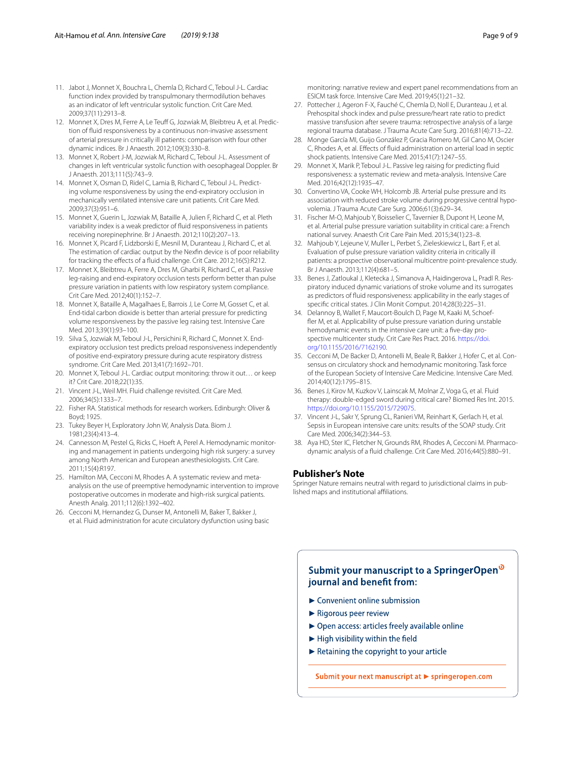11. Jabot J, Monnet X, Bouchra L, Chemla D, Richard C, Teboul J-L. Cardiac function index provided by transpulmonary thermodilution behaves as an indicator of left ventricular systolic function. Crit Care Med. 2009;37(11):2913–8.
12. Monnet X, Dres M, Ferre A, Le Teuff G, Jozwiak M, Bleibtreu A, et al. Prediction of fluid responsiveness by a continuous non-invasive assessment of arterial pressure in critically ill patients: comparison with four other dynamic indices. Br J Anaesth. 2012;109(3):330–8.
13. Monnet X, Robert J-M, Jozwiak M, Richard C, Teboul J-L. Assessment of changes in left ventricular systolic function with oesophageal Doppler. Br J Anaesth. 2013;111(5):743–9.
14. Monnet X, Osman D, Ridel C, Lamia B, Richard C, Teboul J-L. Predicting volume responsiveness by using the end-expiratory occlusion in mechanically ventilated intensive care unit patients. Crit Care Med. 2009;37(3):951–6.
15. Monnet X, Guerin L, Jozwiak M, Bataille A, Julien F, Richard C, et al. Pleth variability index is a weak predictor of fluid responsiveness in patients receiving norepinephrine. Br J Anaesth. 2012;110(2):207–13.
16. Monnet X, Picard F, Lidzborski E, Mesnil M, Duranteau J, Richard C, et al. The estimation of cardiac output by the Nexfin device is of poor reliability for tracking the effects of a fluid challenge. Crit Care. 2012;16(5):R212.
17. Monnet X, Bleibtreu A, Ferre A, Dres M, Gharbi R, Richard C, et al. Passive leg-raising and end-expiratory occlusion tests perform better than pulse pressure variation in patients with low respiratory system compliance. Crit Care Med. 2012;40(1):152–7.
18. Monnet X, Bataille A, Magalhaes E, Barrois J, Le Corre M, Gosset C, et al. End-tidal carbon dioxide is better than arterial pressure for predicting volume responsiveness by the passive leg raising test. Intensive Care Med. 2013;39(1):93–100.
19. Silva S, Jozwiak M, Teboul J-L, Persichini R, Richard C, Monnet X. End-expiratory occlusion test predicts preload responsiveness independently of positive end-expiratory pressure during acute respiratory distress syndrome. Crit Care Med. 2013;41(7):1692–701.
20. Monnet X, Teboul J-L. Cardiac output monitoring: throw it out… or keep it? Crit Care. 2018;22(1):35.
21. Vincent J-L, Weil MH. Fluid challenge revisited. Crit Care Med. 2006;34(5):1333–7.
22. Fisher RA. Statistical methods for research workers. Edinburgh: Oliver & Boyd; 1925.
23. Tukey Beyer H, Exploratory John W, Analysis Data. Biom J. 1981;23(4):413–4.
24. Cannesson M, Pestel G, Ricks C, Hoeft A, Perel A. Hemodynamic monitoring and management in patients undergoing high risk surgery: a survey among North American and European anesthesiologists. Crit Care. 2011;15(4):R197.
25. Hamilton MA, Cecconi M, Rhodes A. A systematic review and meta-analysis on the use of preemptive hemodynamic intervention to improve postoperative outcomes in moderate and high-risk surgical patients. Anesth Analg. 2011;112(6):1392–402.
26. Cecconi M, Hernandez G, Dunser M, Antonelli M, Baker T, Bakker J, et al. Fluid administration for acute circulatory dysfunction using basic monitoring: narrative review and expert panel recommendations from an ESICM task force. Intensive Care Med. 2019;45(1):21–32.
27. Pottecher J, Ageron F-X, Fauché C, Chemla D, Noll E, Duranteau J, et al. Prehospital shock index and pulse pressure/heart rate ratio to predict massive transfusion after severe trauma: retrospective analysis of a large regional trauma database. J Trauma Acute Care Surg. 2016;81(4):713–22.
28. Monge García MI, Guijo González P, Gracia Romero M, Gil Cano M, Oscier C, Rhodes A, et al. Effects of fluid administration on arterial load in septic shock patients. Intensive Care Med. 2015;41(7):1247–55.
29. Monnet X, Marik P, Teboul J-L. Passive leg raising for predicting fluid responsiveness: a systematic review and meta-analysis. Intensive Care Med. 2016;42(12):1935–47.
30. Convertino VA, Cooke WH, Holcomb JB. Arterial pulse pressure and its association with reduced stroke volume during progressive central hypovolemia. J Trauma Acute Care Surg. 2006;61(3):629–34.
31. Fischer M-O, Mahjoub Y, Boisselier C, Tavernier B, Dupont H, Leone M, et al. Arterial pulse pressure variation suitability in critical care: a French national survey. Anaesth Crit Care Pain Med. 2015;34(1):23–8.
32. Mahjoub Y, Lejeune V, Muller L, Perbet S, Zieleskiewicz L, Bart F, et al. Evaluation of pulse pressure variation validity criteria in critically ill patients: a prospective observational multicentre point-prevalence study. Br J Anaesth. 2013;112(4):681–5.
33. Benes J, Zatloukal J, Kletecka J, Simanova A, Haidingerova L, Pradl R. Respiratory induced dynamic variations of stroke volume and its surrogates as predictors of fluid responsiveness: applicability in the early stages of specific critical states. J Clin Monit Comput. 2014;28(3):225–31.
34. Delannoy B, Wallet F, Maucort-Boulch D, Page M, Kaaki M, Schoeffler M, et al. Applicability of pulse pressure variation during unstable hemodynamic events in the intensive care unit: a five-day prospective multicenter study. Crit Care Res Pract. 2016. https://doi.org/10.1155/2016/7162190.
35. Cecconi M, De Backer D, Antonelli M, Beale R, Bakker J, Hofer C, et al. Consensus on circulatory shock and hemodynamic monitoring. Task force of the European Society of Intensive Care Medicine. Intensive Care Med. 2014;40(12):1795–815.
36. Benes J, Kirov M, Kuzkov V, Lainscak M, Molnar Z, Voga G, et al. Fluid therapy: double-edged sword during critical care? Biomed Res Int. 2015. https://doi.org/10.1155/2015/729075.
37. Vincent J-L, Sakr Y, Sprung CL, Ranieri VM, Reinhart K, Gerlach H, et al. Sepsis in European intensive care units: results of the SOAP study. Crit Care Med. 2006;34(2):344–53.
38. Aya HD, Ster IC, Fletcher N, Grounds RM, Rhodes A, Cecconi M. Pharmacodynamic analysis of a fluid challenge. Crit Care Med. 2016;44(5):880–91.

## Publisher's Note

Springer Nature remains neutral with regard to jurisdictional claims in published maps and institutional affiliations.

**Submit your manuscript to a SpringerOpen journal and benefit from:**

- ► Convenient online submission
- ► Rigorous peer review
- ► Open access: articles freely available online
- ► High visibility within the field
- ► Retaining the copyright to your article

**Submit your next manuscript at ► springeropen.com**